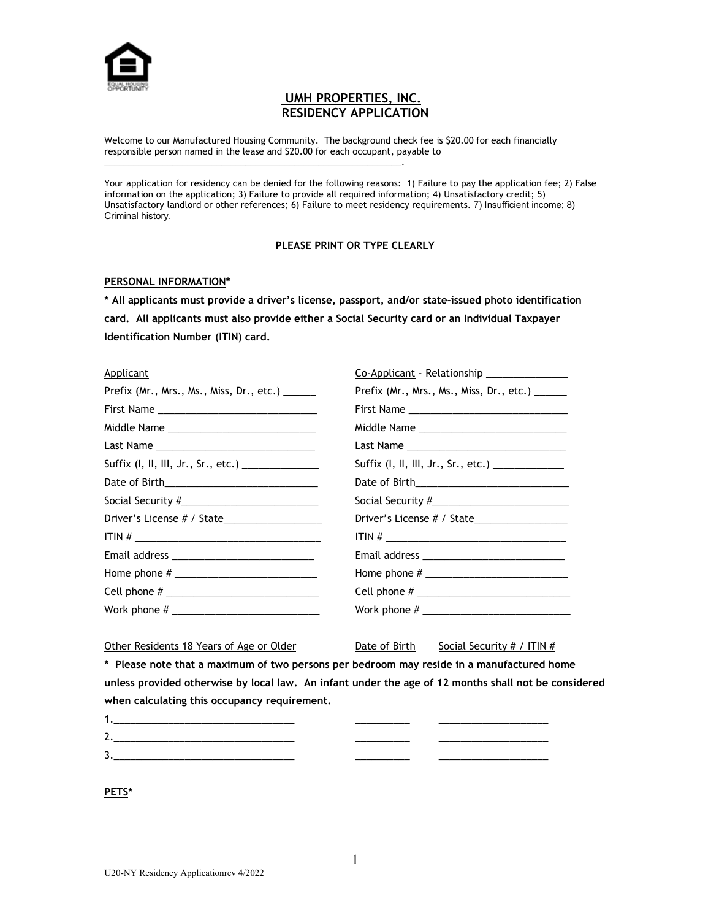# UMH PROPERTIES, INC.
## RESIDENCY APPLICATION

Welcome to our Manufactured Housing Community. The background check fee is $20.00 for each financially responsible person named in the lease and $20.00 for each occupant, payable to ___________________________________________________________.

Your application for residency can be denied for the following reasons: 1) Failure to pay the application fee; 2) False information on the application; 3) Failure to provide all required information; 4) Unsatisfactory credit; 5) Unsatisfactory landlord or other references; 6) Failure to meet residency requirements. 7) Insufficient income; 8) Criminal history.

**PLEASE PRINT OR TYPE CLEARLY**

**PERSONAL INFORMATION***

**\* All applicants must provide a driver's license, passport, and/or state-issued photo identification card. All applicants must also provide either a Social Security card or an Individual Taxpayer Identification Number (ITIN) card.**

| Applicant | Co-Applicant - Relationship ______________ |
|---|---|
| Prefix (Mr., Mrs., Ms., Miss, Dr., etc.) ______ | Prefix (Mr., Mrs., Ms., Miss, Dr., etc.) ______ |
| First Name ____________________________ | First Name ____________________________ |
| Middle Name ___________________________ | Middle Name ___________________________ |
| Last Name _____________________________ | Last Name _____________________________ |
| Suffix (I, II, III, Jr., Sr., etc.) ______________ | Suffix (I, II, III, Jr., Sr., etc.) _____________ |
| Date of Birth____________________________ | Date of Birth____________________________ |
| Social Security #________________________ | Social Security #________________________ |
| Driver's License # / State_________________ | Driver's License # / State________________ |
| ITIN # _________________________________ | ITIN # _________________________________ |
| Email address __________________________ | Email address __________________________ |
| Home phone # __________________________ | Home phone # __________________________ |
| Cell phone # ____________________________ | Cell phone # ____________________________ |
| Work phone # ___________________________ | Work phone # ___________________________ |

| Other Residents 18 Years of Age or Older | Date of Birth | Social Security # / ITIN # |
|---|---|---|

**\* Please note that a maximum of two persons per bedroom may reside in a manufactured home unless provided otherwise by local law. An infant under the age of 12 months shall not be considered when calculating this occupancy requirement.**

| | | |
|---|---|---|
| 1.________________________________ | __________ | ____________________ |
| 2.________________________________ | __________ | ____________________ |
| 3.________________________________ | __________ | ____________________ |

**PETS***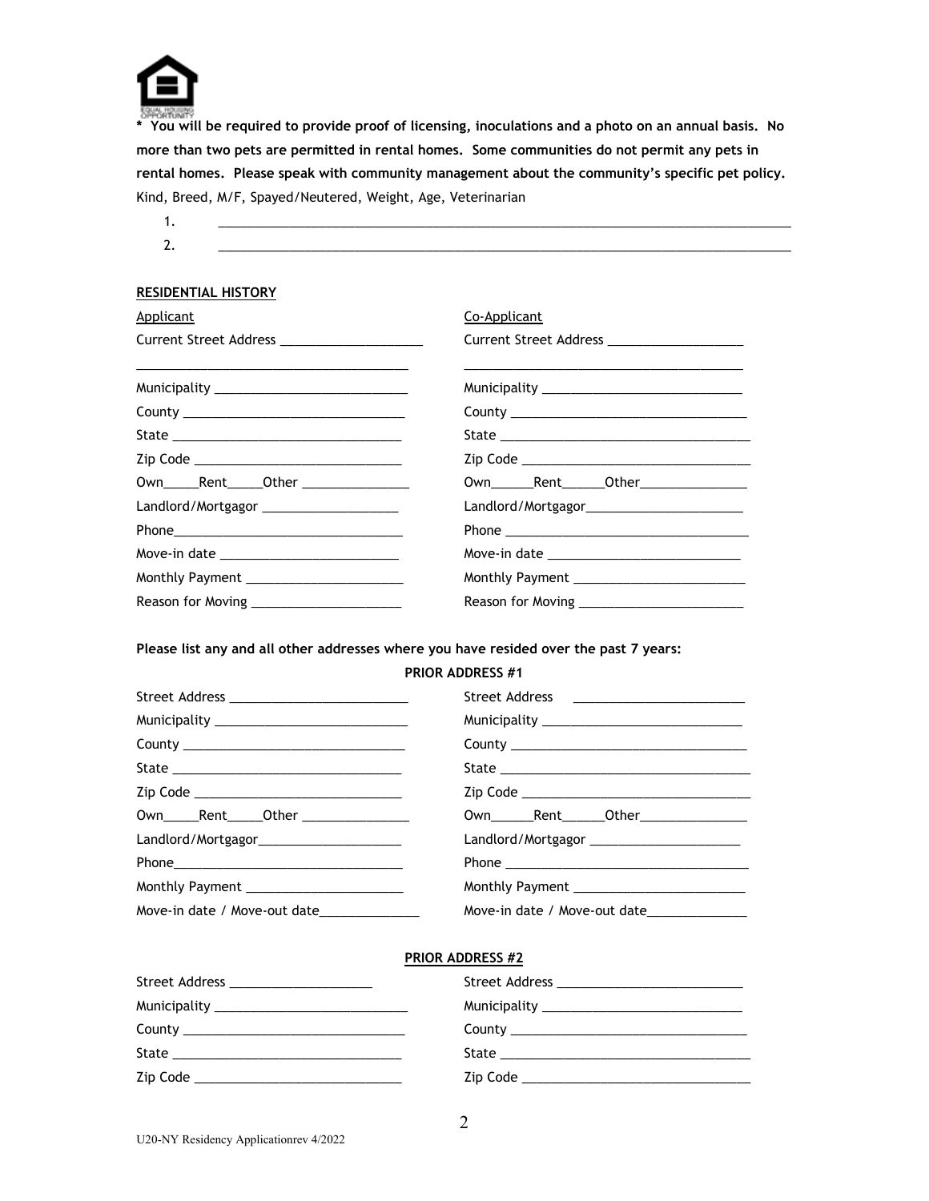**\* You will be required to provide proof of licensing, inoculations and a photo on an annual basis. No more than two pets are permitted in rental homes. Some communities do not permit any pets in rental homes. Please speak with community management about the community's specific pet policy.**

Kind, Breed, M/F, Spayed/Neutered, Weight, Age, Veterinarian

1. ______________________________________________________________________________
2. ______________________________________________________________________________

**RESIDENTIAL HISTORY**

| Applicant | Co-Applicant |
|---|---|
| Current Street Address ____________________ | Current Street Address ___________________ |
| ______________________________________ | ______________________________________ |
| Municipality ___________________________ | Municipality ____________________________ |
| County _______________________________ | County _________________________________ |
| State ________________________________ | State __________________________________ |
| Zip Code _____________________________ | Zip Code _______________________________ |
| Own_____Rent_____Other _______________ | Own______Rent______Other_______________ |
| Landlord/Mortgagor ___________________ | Landlord/Mortgagor______________________ |
| Phone________________________________ | Phone _________________________________ |
| Move-in date _________________________ | Move-in date __________________________ |
| Monthly Payment ______________________ | Monthly Payment ________________________ |
| Reason for Moving _____________________ | Reason for Moving _______________________ |

**Please list any and all other addresses where you have resided over the past 7 years:**

**PRIOR ADDRESS #1**

| | |
|---|---|
| Street Address _________________________ | Street Address ________________________ |
| Municipality ___________________________ | Municipality ____________________________ |
| County _______________________________ | County _________________________________ |
| State ________________________________ | State __________________________________ |
| Zip Code _____________________________ | Zip Code _______________________________ |
| Own_____Rent_____Other _______________ | Own______Rent______Other_______________ |
| Landlord/Mortgagor____________________ | Landlord/Mortgagor _____________________ |
| Phone________________________________ | Phone _________________________________ |
| Monthly Payment ______________________ | Monthly Payment ________________________ |
| Move-in date / Move-out date______________ | Move-in date / Move-out date______________ |

**PRIOR ADDRESS #2**

| | |
|---|---|
| Street Address ____________________ | Street Address __________________________ |
| Municipality ___________________________ | Municipality ____________________________ |
| County _______________________________ | County _________________________________ |
| State ________________________________ | State __________________________________ |
| Zip Code _____________________________ | Zip Code _______________________________ |

U20-NY Residency Applicationrev 4/2022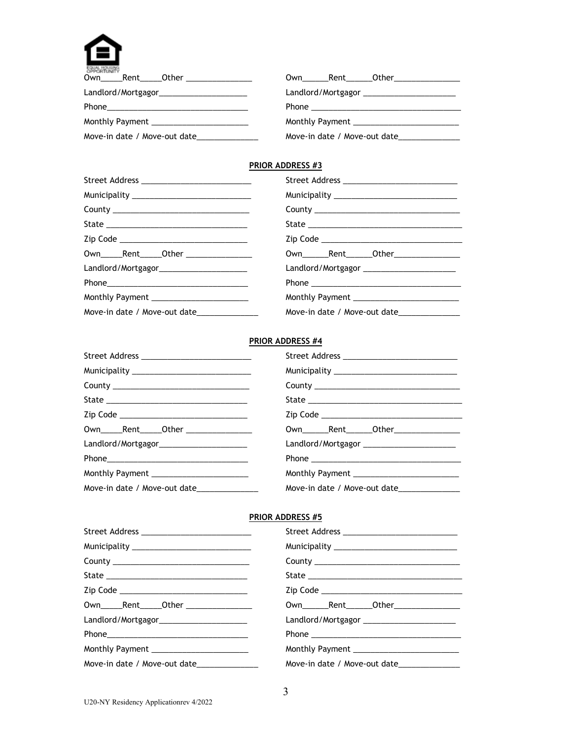| | |
|---|---|
| Own_____Rent_____Other _______________ | Own______Rent______Other_______________ |
| Landlord/Mortgagor____________________ | Landlord/Mortgagor _____________________ |
| Phone________________________________ | Phone __________________________________ |
| Monthly Payment ______________________ | Monthly Payment ________________________ |
| Move-in date / Move-out date_____________ | Move-in date / Move-out date_____________ |

**PRIOR ADDRESS #3**

| | |
|---|---|
| Street Address _________________________ | Street Address __________________________ |
| Municipality ___________________________ | Municipality ____________________________ |
| County ______________________________ | County ________________________________ |
| State _______________________________ | State __________________________________ |
| Zip Code ____________________________ | Zip Code _______________________________ |
| Own_____Rent_____Other _______________ | Own______Rent______Other_______________ |
| Landlord/Mortgagor____________________ | Landlord/Mortgagor _____________________ |
| Phone________________________________ | Phone __________________________________ |
| Monthly Payment ______________________ | Monthly Payment ________________________ |
| Move-in date / Move-out date_____________ | Move-in date / Move-out date_____________ |

**PRIOR ADDRESS #4**

| | |
|---|---|
| Street Address _________________________ | Street Address __________________________ |
| Municipality ___________________________ | Municipality ____________________________ |
| County ______________________________ | County ________________________________ |
| State _______________________________ | State __________________________________ |
| Zip Code ____________________________ | Zip Code _______________________________ |
| Own_____Rent_____Other _______________ | Own______Rent______Other_______________ |
| Landlord/Mortgagor____________________ | Landlord/Mortgagor _____________________ |
| Phone________________________________ | Phone __________________________________ |
| Monthly Payment ______________________ | Monthly Payment ________________________ |
| Move-in date / Move-out date_____________ | Move-in date / Move-out date_____________ |

**PRIOR ADDRESS #5**

| | |
|---|---|
| Street Address _________________________ | Street Address __________________________ |
| Municipality ___________________________ | Municipality ____________________________ |
| County ______________________________ | County ________________________________ |
| State _______________________________ | State __________________________________ |
| Zip Code ____________________________ | Zip Code _______________________________ |
| Own_____Rent_____Other _______________ | Own______Rent______Other_______________ |
| Landlord/Mortgagor____________________ | Landlord/Mortgagor _____________________ |
| Phone________________________________ | Phone __________________________________ |
| Monthly Payment ______________________ | Monthly Payment ________________________ |
| Move-in date / Move-out date_____________ | Move-in date / Move-out date_____________ |

U20-NY Residency Applicationrev 4/2022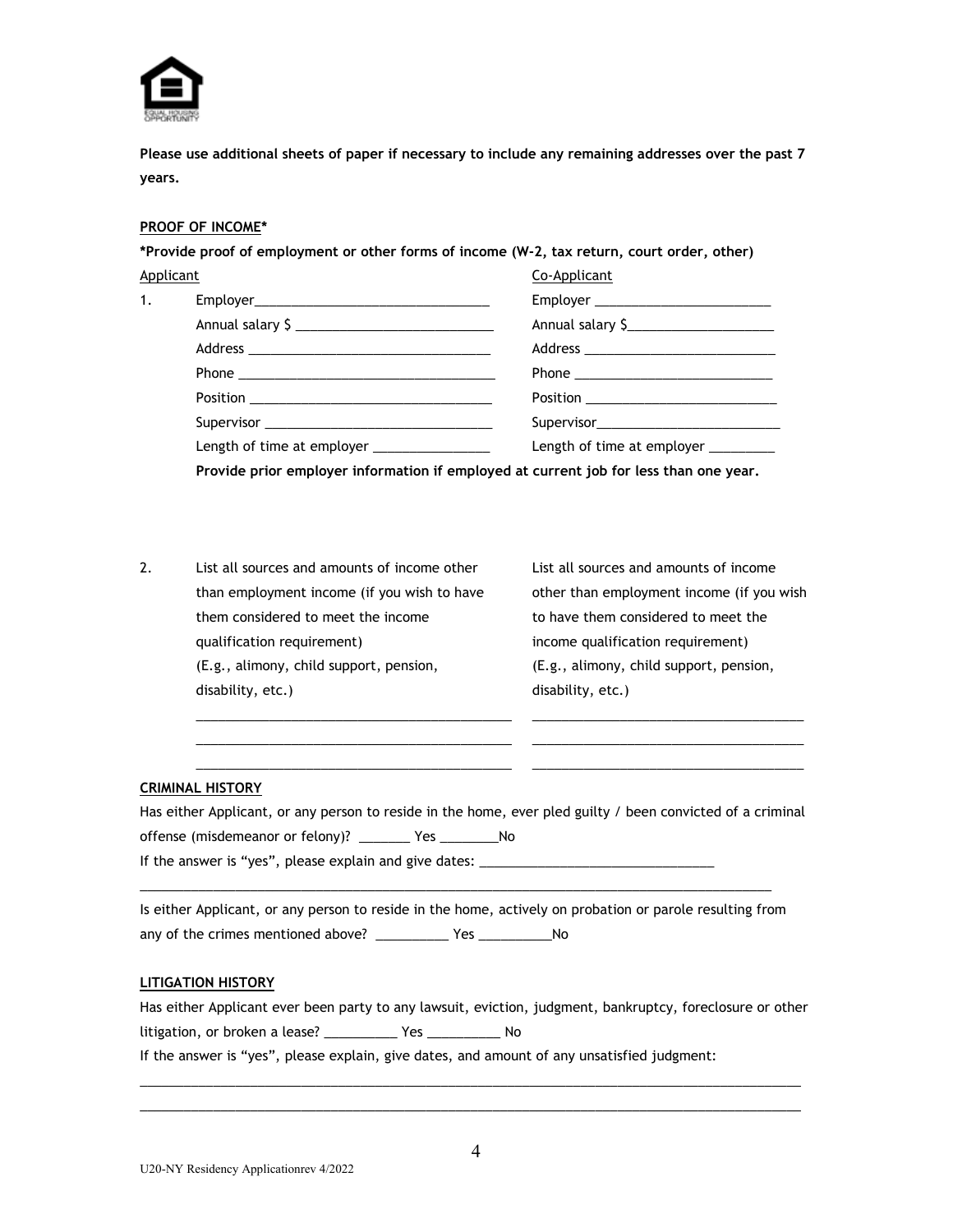**Please use additional sheets of paper if necessary to include any remaining addresses over the past 7 years.**

**PROOF OF INCOME***

***Provide proof of employment or other forms of income (W-2, tax return, court order, other)**

| | Applicant | Co-Applicant |
|---|---|---|
| 1. | Employer_______________________________ | Employer ________________________ |
| | Annual salary $ __________________________ | Annual salary $___________________ |
| | Address ________________________________ | Address _________________________ |
| | Phone __________________________________ | Phone __________________________ |
| | Position ________________________________ | Position _________________________ |
| | Supervisor ______________________________ | Supervisor________________________ |
| | Length of time at employer _______________ | Length of time at employer _________ |

**Provide prior employer information if employed at current job for less than one year.**

| | Applicant | Co-Applicant |
|---|---|---|
| 2. | List all sources and amounts of income other than employment income (if you wish to have them considered to meet the income qualification requirement) (E.g., alimony, child support, pension, disability, etc.) | List all sources and amounts of income other than employment income (if you wish to have them considered to meet the income qualification requirement) (E.g., alimony, child support, pension, disability, etc.) |
| | __________________________________________ | ____________________________________ |
| | __________________________________________ | ____________________________________ |
| | __________________________________________ | ____________________________________ |

**CRIMINAL HISTORY**

Has either Applicant, or any person to reside in the home, ever pled guilty / been convicted of a criminal offense (misdemeanor or felony)? _______ Yes ________No

If the answer is "yes", please explain and give dates: ________________________________

___________________________________________________________________________________________

Is either Applicant, or any person to reside in the home, actively on probation or parole resulting from any of the crimes mentioned above? __________ Yes __________No

**LITIGATION HISTORY**

Has either Applicant ever been party to any lawsuit, eviction, judgment, bankruptcy, foreclosure or other litigation, or broken a lease? __________ Yes __________ No

If the answer is "yes", please explain, give dates, and amount of any unsatisfied judgment:

___________________________________________________________________________________________

___________________________________________________________________________________________

U20-NY Residency Applicationrev 4/2022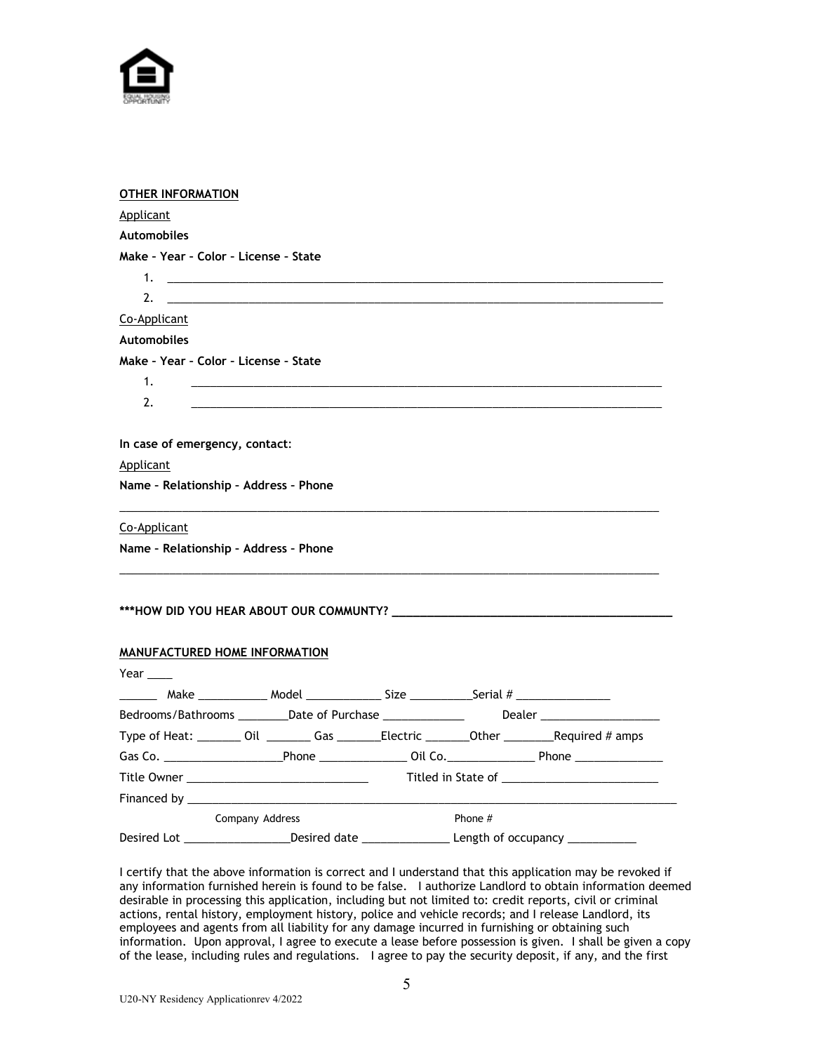**OTHER INFORMATION**

Applicant

**Automobiles**

**Make – Year – Color – License – State**

1. ______________________________________________________________________________
2. ______________________________________________________________________________

Co-Applicant

**Automobiles**

**Make – Year – Color – License – State**

1. ______________________________________________________________________________
2. ______________________________________________________________________________

**In case of emergency, contact**:

Applicant

**Name – Relationship – Address – Phone**

_______________________________________________________________________________________

Co-Applicant

**Name – Relationship – Address – Phone**

_______________________________________________________________________________________

**\*\*\*HOW DID YOU HEAR ABOUT OUR COMMUNTY? ___________________________________________**

**MANUFACTURED HOME INFORMATION**

Year ____

______ Make ___________ Model ____________ Size __________Serial # _______________

Bedrooms/Bathrooms ________Date of Purchase _____________ Dealer ___________________

Type of Heat: _______ Oil _______ Gas _______Electric _______Other ________Required # amps

Gas Co. ___________________Phone ______________ Oil Co.______________ Phone ______________

Title Owner _____________________________ Titled in State of _________________________

Financed by _________________________________________________________________________________

Company Address Phone #

Desired Lot _________________Desired date ______________ Length of occupancy ___________

I certify that the above information is correct and I understand that this application may be revoked if any information furnished herein is found to be false. I authorize Landlord to obtain information deemed desirable in processing this application, including but not limited to: credit reports, civil or criminal actions, rental history, employment history, police and vehicle records; and I release Landlord, its employees and agents from all liability for any damage incurred in furnishing or obtaining such information. Upon approval, I agree to execute a lease before possession is given. I shall be given a copy of the lease, including rules and regulations. I agree to pay the security deposit, if any, and the first

U20-NY Residency Applicationrev 4/2022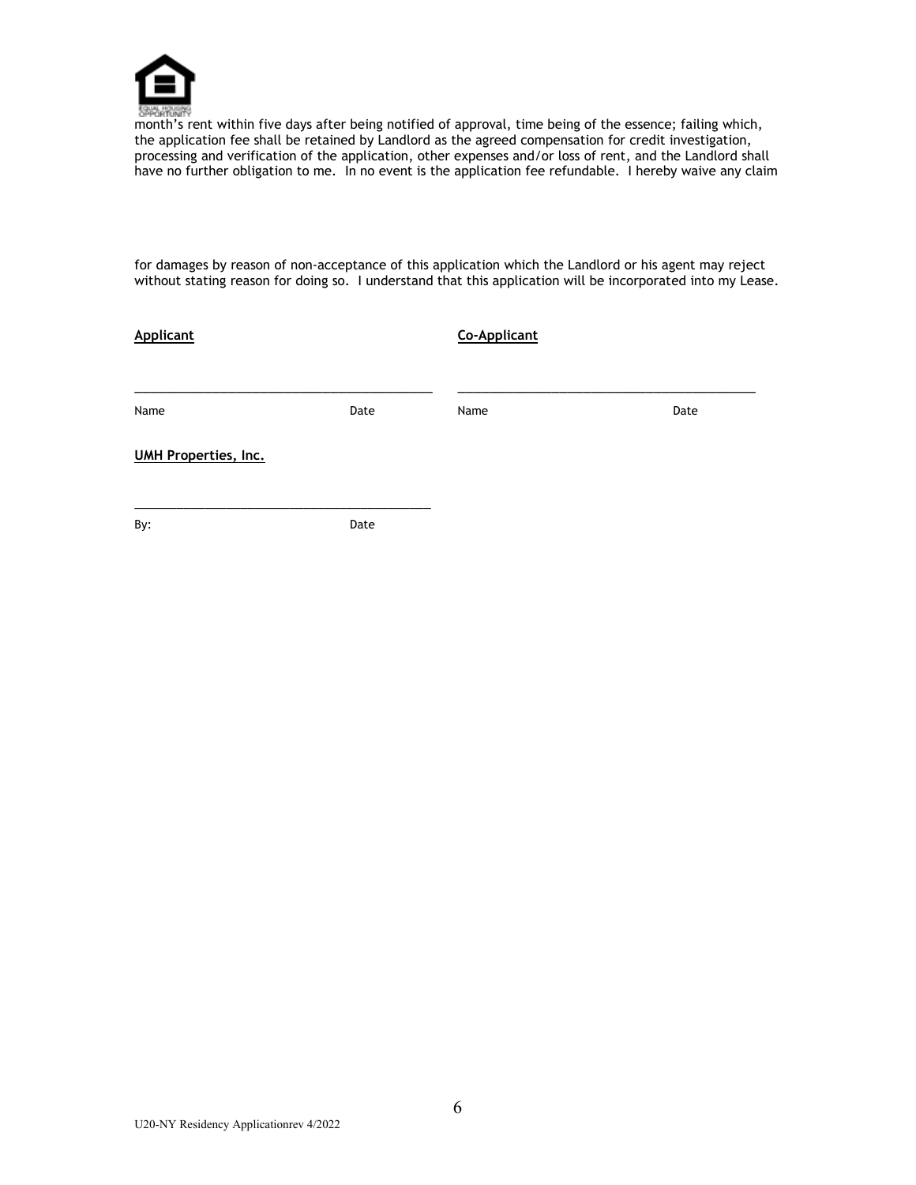month's rent within five days after being notified of approval, time being of the essence; failing which, the application fee shall be retained by Landlord as the agreed compensation for credit investigation, processing and verification of the application, other expenses and/or loss of rent, and the Landlord shall have no further obligation to me. In no event is the application fee refundable. I hereby waive any claim

for damages by reason of non-acceptance of this application which the Landlord or his agent may reject without stating reason for doing so. I understand that this application will be incorporated into my Lease.

**Applicant**

___________________________________________

Name Date

**Co-Applicant**

___________________________________________

Name Date

**UMH Properties, Inc.**

___________________________________________

By: Date

U20-NY Residency Applicationrev 4/2022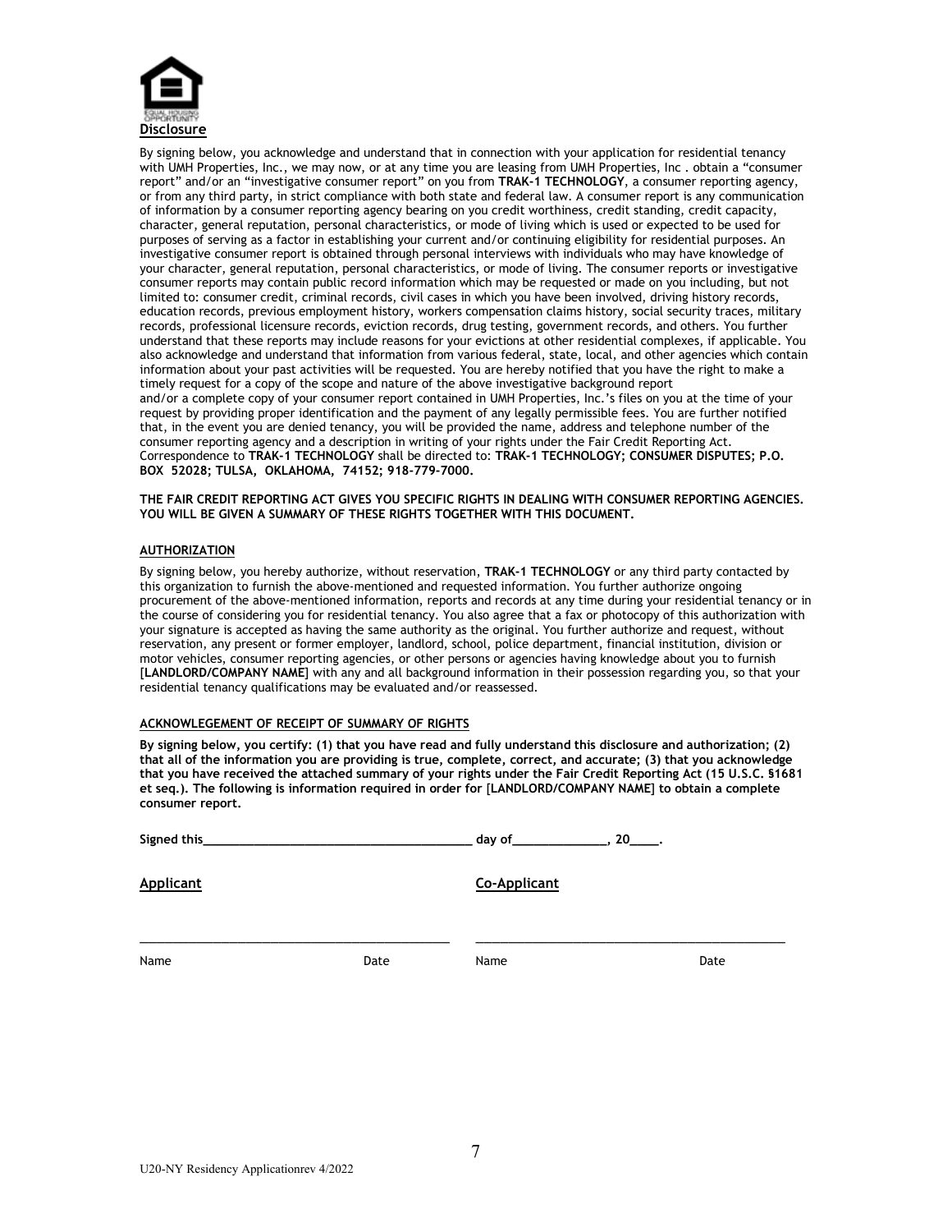## Disclosure

By signing below, you acknowledge and understand that in connection with your application for residential tenancy with UMH Properties, Inc., we may now, or at any time you are leasing from UMH Properties, Inc . obtain a "consumer report" and/or an "investigative consumer report" on you from **TRAK-1 TECHNOLOGY**, a consumer reporting agency, or from any third party, in strict compliance with both state and federal law. A consumer report is any communication of information by a consumer reporting agency bearing on you credit worthiness, credit standing, credit capacity, character, general reputation, personal characteristics, or mode of living which is used or expected to be used for purposes of serving as a factor in establishing your current and/or continuing eligibility for residential purposes. An investigative consumer report is obtained through personal interviews with individuals who may have knowledge of your character, general reputation, personal characteristics, or mode of living. The consumer reports or investigative consumer reports may contain public record information which may be requested or made on you including, but not limited to: consumer credit, criminal records, civil cases in which you have been involved, driving history records, education records, previous employment history, workers compensation claims history, social security traces, military records, professional licensure records, eviction records, drug testing, government records, and others. You further understand that these reports may include reasons for your evictions at other residential complexes, if applicable. You also acknowledge and understand that information from various federal, state, local, and other agencies which contain information about your past activities will be requested. You are hereby notified that you have the right to make a timely request for a copy of the scope and nature of the above investigative background report and/or a complete copy of your consumer report contained in UMH Properties, Inc.'s files on you at the time of your request by providing proper identification and the payment of any legally permissible fees. You are further notified that, in the event you are denied tenancy, you will be provided the name, address and telephone number of the consumer reporting agency and a description in writing of your rights under the Fair Credit Reporting Act. Correspondence to **TRAK-1 TECHNOLOGY** shall be directed to: **TRAK-1 TECHNOLOGY; CONSUMER DISPUTES; P.O. BOX 52028; TULSA, OKLAHOMA, 74152; 918-779-7000.**

**THE FAIR CREDIT REPORTING ACT GIVES YOU SPECIFIC RIGHTS IN DEALING WITH CONSUMER REPORTING AGENCIES. YOU WILL BE GIVEN A SUMMARY OF THESE RIGHTS TOGETHER WITH THIS DOCUMENT.**

### AUTHORIZATION

By signing below, you hereby authorize, without reservation, **TRAK-1 TECHNOLOGY** or any third party contacted by this organization to furnish the above-mentioned and requested information. You further authorize ongoing procurement of the above-mentioned information, reports and records at any time during your residential tenancy or in the course of considering you for residential tenancy. You also agree that a fax or photocopy of this authorization with your signature is accepted as having the same authority as the original. You further authorize and request, without reservation, any present or former employer, landlord, school, police department, financial institution, division or motor vehicles, consumer reporting agencies, or other persons or agencies having knowledge about you to furnish [**LANDLORD/COMPANY NAME**] with any and all background information in their possession regarding you, so that your residential tenancy qualifications may be evaluated and/or reassessed.

### ACKNOWLEDGEMENT OF RECEIPT OF SUMMARY OF RIGHTS

**By signing below, you certify: (1) that you have read and fully understand this disclosure and authorization; (2) that all of the information you are providing is true, complete, correct, and accurate; (3) that you acknowledge that you have received the attached summary of your rights under the Fair Credit Reporting Act (15 U.S.C. §1681 et seq.). The following is information required in order for [LANDLORD/COMPANY NAME] to obtain a complete consumer report.**

**Signed this\_\_\_\_\_\_\_\_\_\_\_\_\_\_\_\_\_\_\_\_\_\_\_\_\_\_\_\_\_\_\_\_\_\_\_\_\_\_\_\_ day of\_\_\_\_\_\_\_\_\_\_\_\_\_\_, 20\_\_\_\_.**

**Applicant** | **Co-Applicant**

\_\_\_\_\_\_\_\_\_\_\_\_\_\_\_\_\_\_\_\_\_\_\_\_\_\_\_\_\_\_\_\_\_\_\_\_\_\_\_\_\_\_\_\_ &nbsp; \_\_\_\_\_\_\_\_\_\_\_\_\_\_\_\_\_\_\_\_\_\_\_\_\_\_\_\_\_\_\_\_\_\_\_\_\_\_\_\_\_\_\_\_

Name &nbsp;&nbsp;&nbsp; Date &nbsp;&nbsp;&nbsp; Name &nbsp;&nbsp;&nbsp; Date

U20-NY Residency Applicationrev 4/2022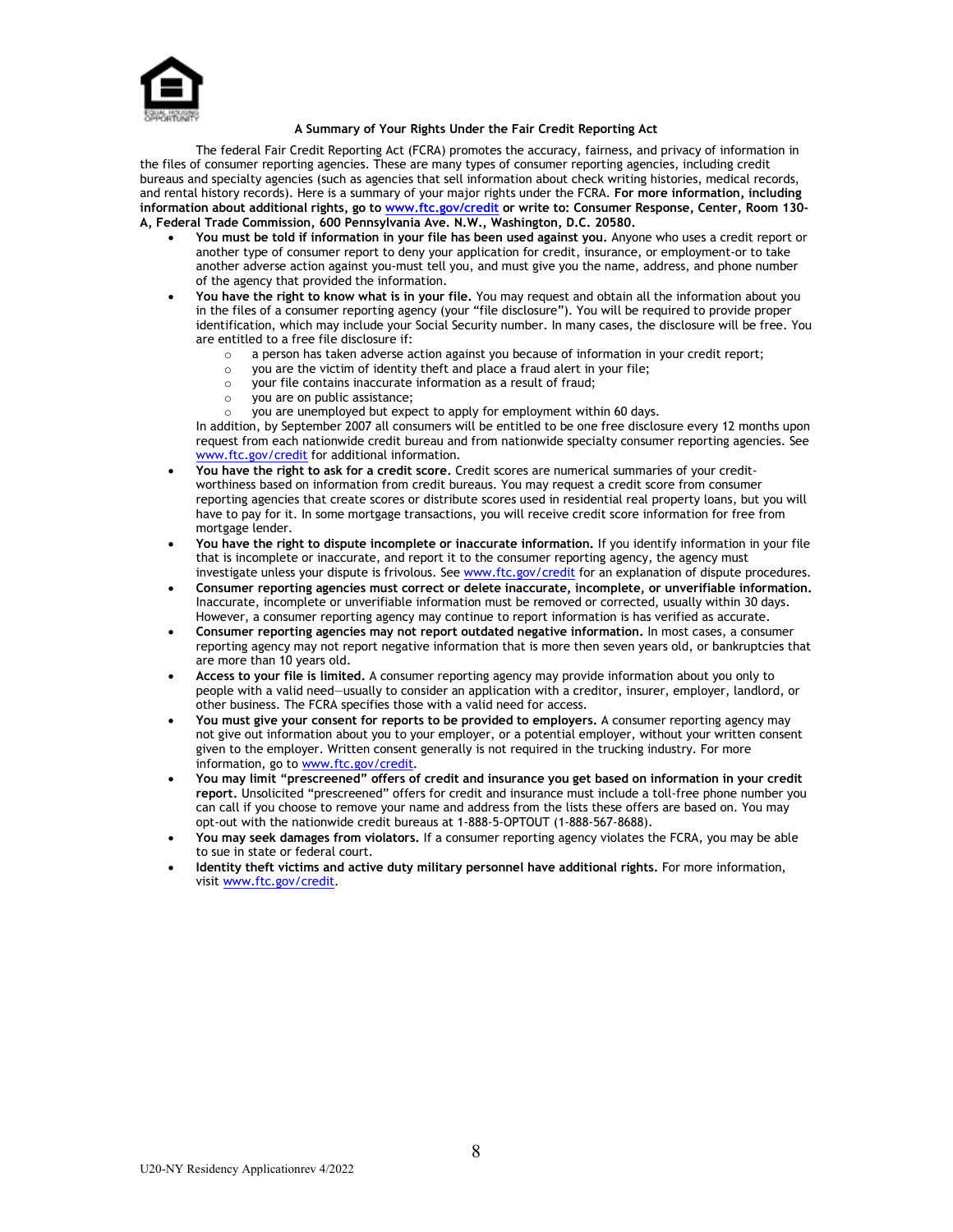### A Summary of Your Rights Under the Fair Credit Reporting Act

The federal Fair Credit Reporting Act (FCRA) promotes the accuracy, fairness, and privacy of information in the files of consumer reporting agencies. These are many types of consumer reporting agencies, including credit bureaus and specialty agencies (such as agencies that sell information about check writing histories, medical records, and rental history records). Here is a summary of your major rights under the FCRA. **For more information, including information about additional rights, go to [www.ftc.gov/credit](http://www.ftc.gov/credit) or write to: Consumer Response, Center, Room 130-A, Federal Trade Commission, 600 Pennsylvania Ave. N.W., Washington, D.C. 20580.**

- **You must be told if information in your file has been used against you.** Anyone who uses a credit report or another type of consumer report to deny your application for credit, insurance, or employment-or to take another adverse action against you-must tell you, and must give you the name, address, and phone number of the agency that provided the information.
- **You have the right to know what is in your file.** You may request and obtain all the information about you in the files of a consumer reporting agency (your "file disclosure"). You will be required to provide proper identification, which may include your Social Security number. In many cases, the disclosure will be free. You are entitled to a free file disclosure if:
  - a person has taken adverse action against you because of information in your credit report;
  - you are the victim of identity theft and place a fraud alert in your file;
  - your file contains inaccurate information as a result of fraud;
  - you are on public assistance;
  - you are unemployed but expect to apply for employment within 60 days.

  In addition, by September 2007 all consumers will be entitled to be one free disclosure every 12 months upon request from each nationwide credit bureau and from nationwide specialty consumer reporting agencies. See [www.ftc.gov/credit](http://www.ftc.gov/credit) for additional information.
- **You have the right to ask for a credit score.** Credit scores are numerical summaries of your credit-worthiness based on information from credit bureaus. You may request a credit score from consumer reporting agencies that create scores or distribute scores used in residential real property loans, but you will have to pay for it. In some mortgage transactions, you will receive credit score information for free from mortgage lender.
- **You have the right to dispute incomplete or inaccurate information.** If you identify information in your file that is incomplete or inaccurate, and report it to the consumer reporting agency, the agency must investigate unless your dispute is frivolous. See [www.ftc.gov/credit](http://www.ftc.gov/credit) for an explanation of dispute procedures.
- **Consumer reporting agencies must correct or delete inaccurate, incomplete, or unverifiable information.** Inaccurate, incomplete or unverifiable information must be removed or corrected, usually within 30 days. However, a consumer reporting agency may continue to report information is has verified as accurate.
- **Consumer reporting agencies may not report outdated negative information.** In most cases, a consumer reporting agency may not report negative information that is more then seven years old, or bankruptcies that are more than 10 years old.
- **Access to your file is limited.** A consumer reporting agency may provide information about you only to people with a valid need—usually to consider an application with a creditor, insurer, employer, landlord, or other business. The FCRA specifies those with a valid need for access.
- **You must give your consent for reports to be provided to employers.** A consumer reporting agency may not give out information about you to your employer, or a potential employer, without your written consent given to the employer. Written consent generally is not required in the trucking industry. For more information, go to [www.ftc.gov/credit](http://www.ftc.gov/credit).
- **You may limit "prescreened" offers of credit and insurance you get based on information in your credit report.** Unsolicited "prescreened" offers for credit and insurance must include a toll-free phone number you can call if you choose to remove your name and address from the lists these offers are based on. You may opt-out with the nationwide credit bureaus at 1-888-5-OPTOUT (1-888-567-8688).
- **You may seek damages from violators.** If a consumer reporting agency violates the FCRA, you may be able to sue in state or federal court.
- **Identity theft victims and active duty military personnel have additional rights.** For more information, visit [www.ftc.gov/credit](http://www.ftc.gov/credit).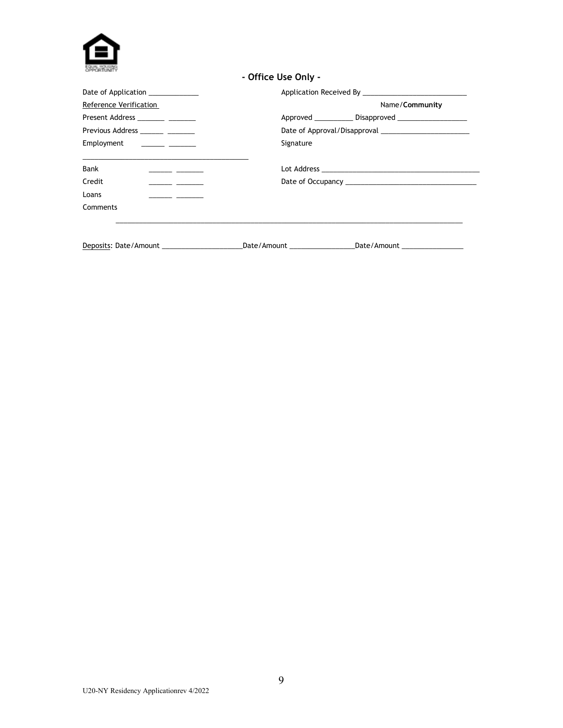EQUAL HOUSING OPPORTUNITY

## - Office Use Only -

Date of Application _____________

Reference Verification

Present Address _______ _______

Previous Address ______ _______

Employment ______ _______

_____________________________________________

Bank ______ _______

Credit ______ _______

Loans ______ _______

Comments

Application Received By ___________________________

Name/**Community**

Approved __________ Disapproved __________________

Date of Approval/Disapproval ________________________

Signature

Lot Address _________________________________________

Date of Occupancy __________________________________

_____________________________________________________________________________________________

Deposits: Date/Amount _____________________Date/Amount _________________Date/Amount ________________

U20-NY Residency Applicationrev 4/2022